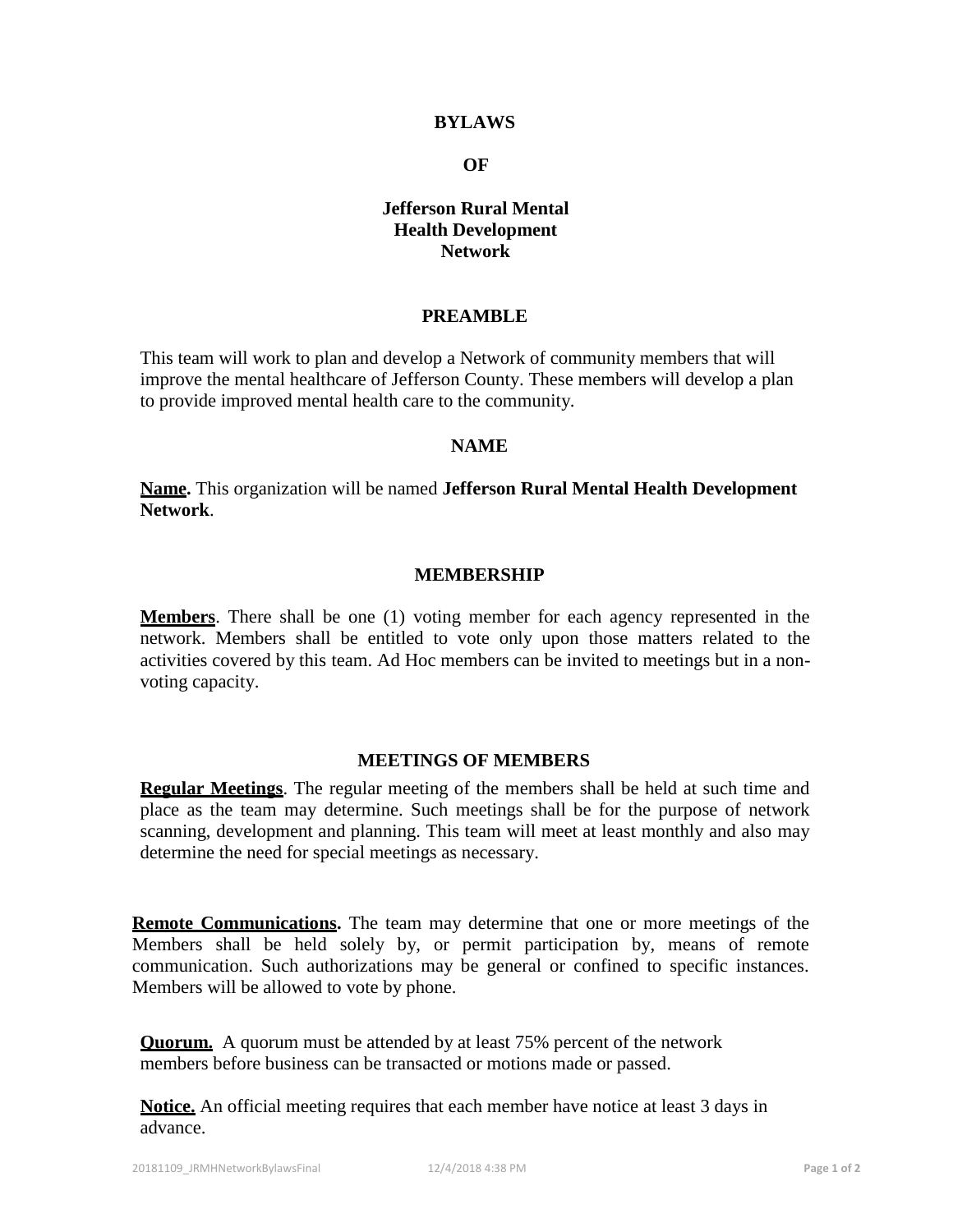# BYLAWS

# OF

# Jefferson Rural Mental Health Development Network

## PREAMBLE

This team will work to plan and develop a Network of community members that will improve the mental healthcare of Jefferson County. These members will develop a plan to provide improved mental health care to the community.

## NAME

**Name.** This organization will be named **Jefferson Rural Mental Health Development Network**.

## MEMBERSHIP

**Members**. There shall be one (1) voting member for each agency represented in the network. Members shall be entitled to vote only upon those matters related to the activities covered by this team. Ad Hoc members can be invited to meetings but in a non-voting capacity.

## MEETINGS OF MEMBERS

**Regular Meetings**. The regular meeting of the members shall be held at such time and place as the team may determine. Such meetings shall be for the purpose of network scanning, development and planning. This team will meet at least monthly and also may determine the need for special meetings as necessary.

**Remote Communications.** The team may determine that one or more meetings of the Members shall be held solely by, or permit participation by, means of remote communication. Such authorizations may be general or confined to specific instances. Members will be allowed to vote by phone.

**Quorum.** A quorum must be attended by at least 75% percent of the network members before business can be transacted or motions made or passed.

**Notice.** An official meeting requires that each member have notice at least 3 days in advance.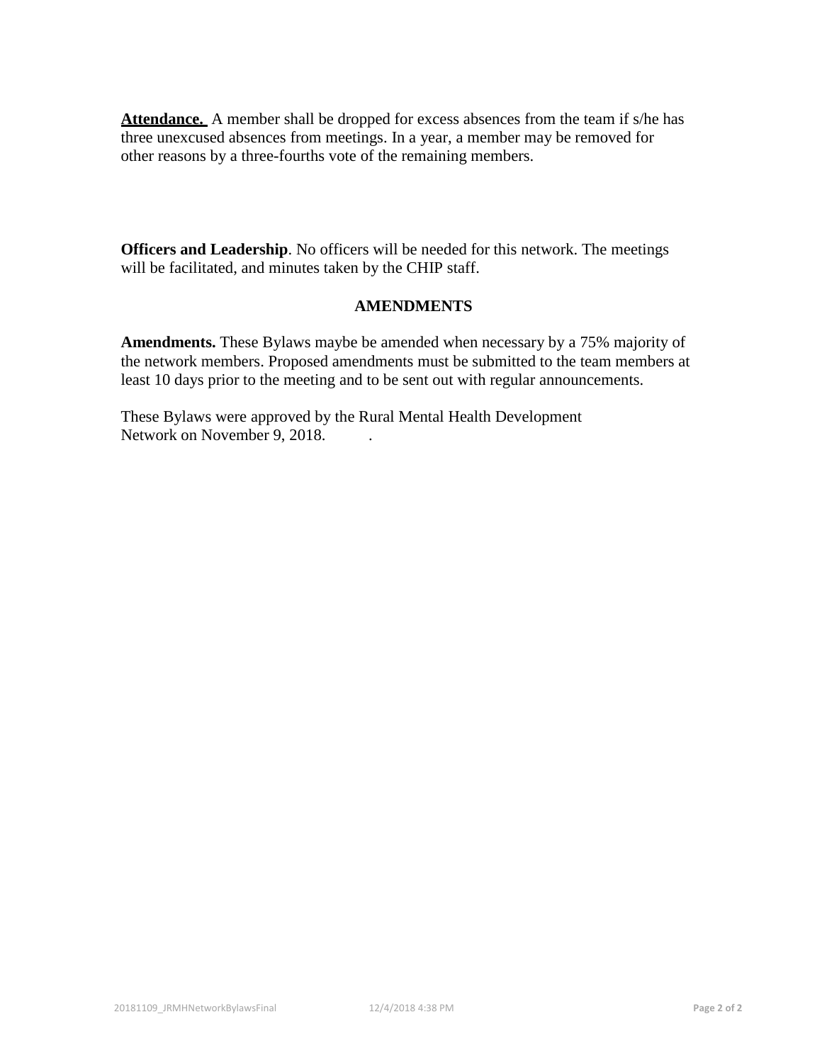**Attendance.** A member shall be dropped for excess absences from the team if s/he has three unexcused absences from meetings. In a year, a member may be removed for other reasons by a three-fourths vote of the remaining members.

**Officers and Leadership**. No officers will be needed for this network. The meetings will be facilitated, and minutes taken by the CHIP staff.

## AMENDMENTS

**Amendments.** These Bylaws maybe be amended when necessary by a 75% majority of the network members. Proposed amendments must be submitted to the team members at least 10 days prior to the meeting and to be sent out with regular announcements.

These Bylaws were approved by the Rural Mental Health Development Network on November 9, 2018.